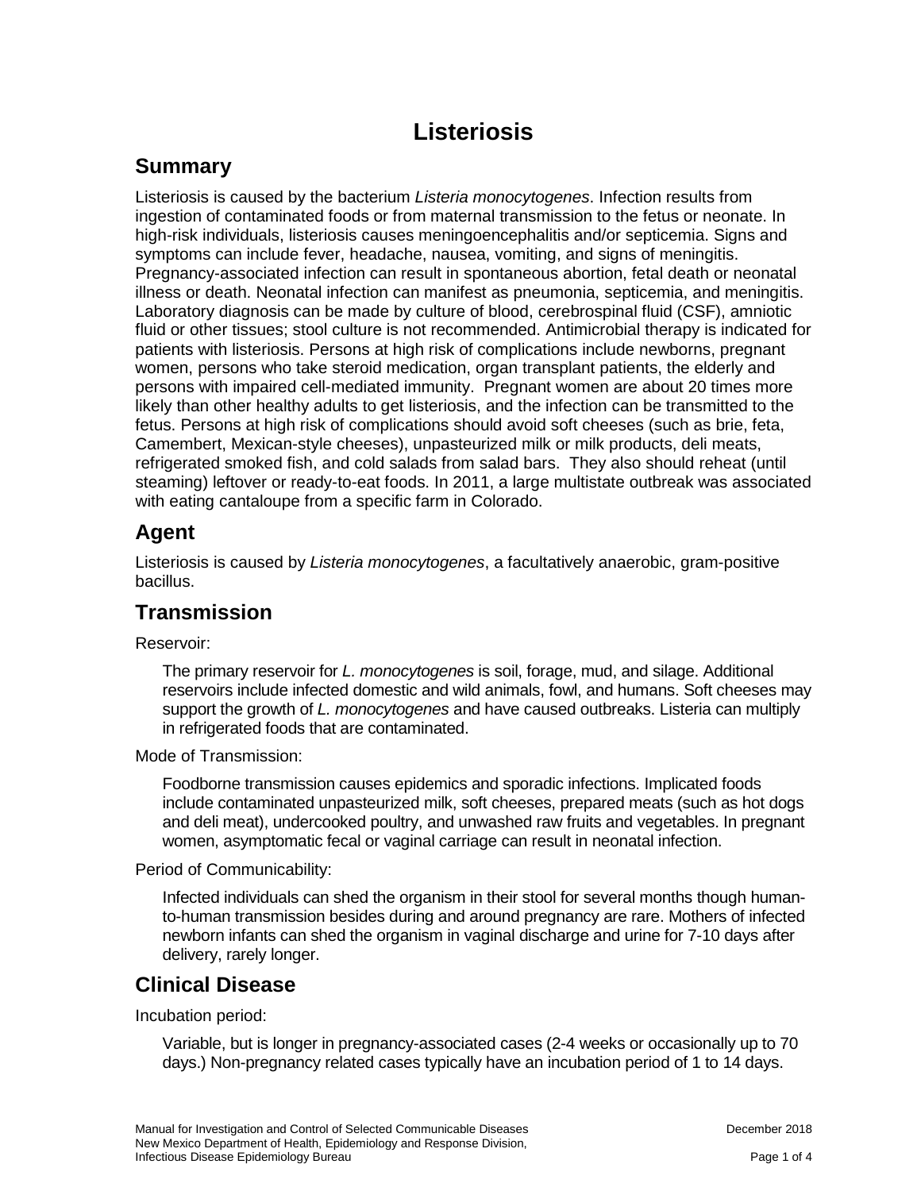# Listeriosis

## Summary

Listeriosis is caused by the bacterium *Listeria monocytogenes*. Infection results from ingestion of contaminated foods or from maternal transmission to the fetus or neonate. In high-risk individuals, listeriosis causes meningoencephalitis and/or septicemia. Signs and symptoms can include fever, headache, nausea, vomiting, and signs of meningitis. Pregnancy-associated infection can result in spontaneous abortion, fetal death or neonatal illness or death. Neonatal infection can manifest as pneumonia, septicemia, and meningitis. Laboratory diagnosis can be made by culture of blood, cerebrospinal fluid (CSF), amniotic fluid or other tissues; stool culture is not recommended. Antimicrobial therapy is indicated for patients with listeriosis. Persons at high risk of complications include newborns, pregnant women, persons who take steroid medication, organ transplant patients, the elderly and persons with impaired cell-mediated immunity. Pregnant women are about 20 times more likely than other healthy adults to get listeriosis, and the infection can be transmitted to the fetus. Persons at high risk of complications should avoid soft cheeses (such as brie, feta, Camembert, Mexican-style cheeses), unpasteurized milk or milk products, deli meats, refrigerated smoked fish, and cold salads from salad bars. They also should reheat (until steaming) leftover or ready-to-eat foods. In 2011, a large multistate outbreak was associated with eating cantaloupe from a specific farm in Colorado.

## Agent

Listeriosis is caused by *Listeria monocytogenes*, a facultatively anaerobic, gram-positive bacillus.

## Transmission

Reservoir:

> The primary reservoir for *L. monocytogenes* is soil, forage, mud, and silage. Additional reservoirs include infected domestic and wild animals, fowl, and humans. Soft cheeses may support the growth of *L. monocytogenes* and have caused outbreaks. Listeria can multiply in refrigerated foods that are contaminated.

Mode of Transmission:

> Foodborne transmission causes epidemics and sporadic infections. Implicated foods include contaminated unpasteurized milk, soft cheeses, prepared meats (such as hot dogs and deli meat), undercooked poultry, and unwashed raw fruits and vegetables. In pregnant women, asymptomatic fecal or vaginal carriage can result in neonatal infection.

Period of Communicability:

> Infected individuals can shed the organism in their stool for several months though human-to-human transmission besides during and around pregnancy are rare. Mothers of infected newborn infants can shed the organism in vaginal discharge and urine for 7-10 days after delivery, rarely longer.

## Clinical Disease

Incubation period:

> Variable, but is longer in pregnancy-associated cases (2-4 weeks or occasionally up to 70 days.) Non-pregnancy related cases typically have an incubation period of 1 to 14 days.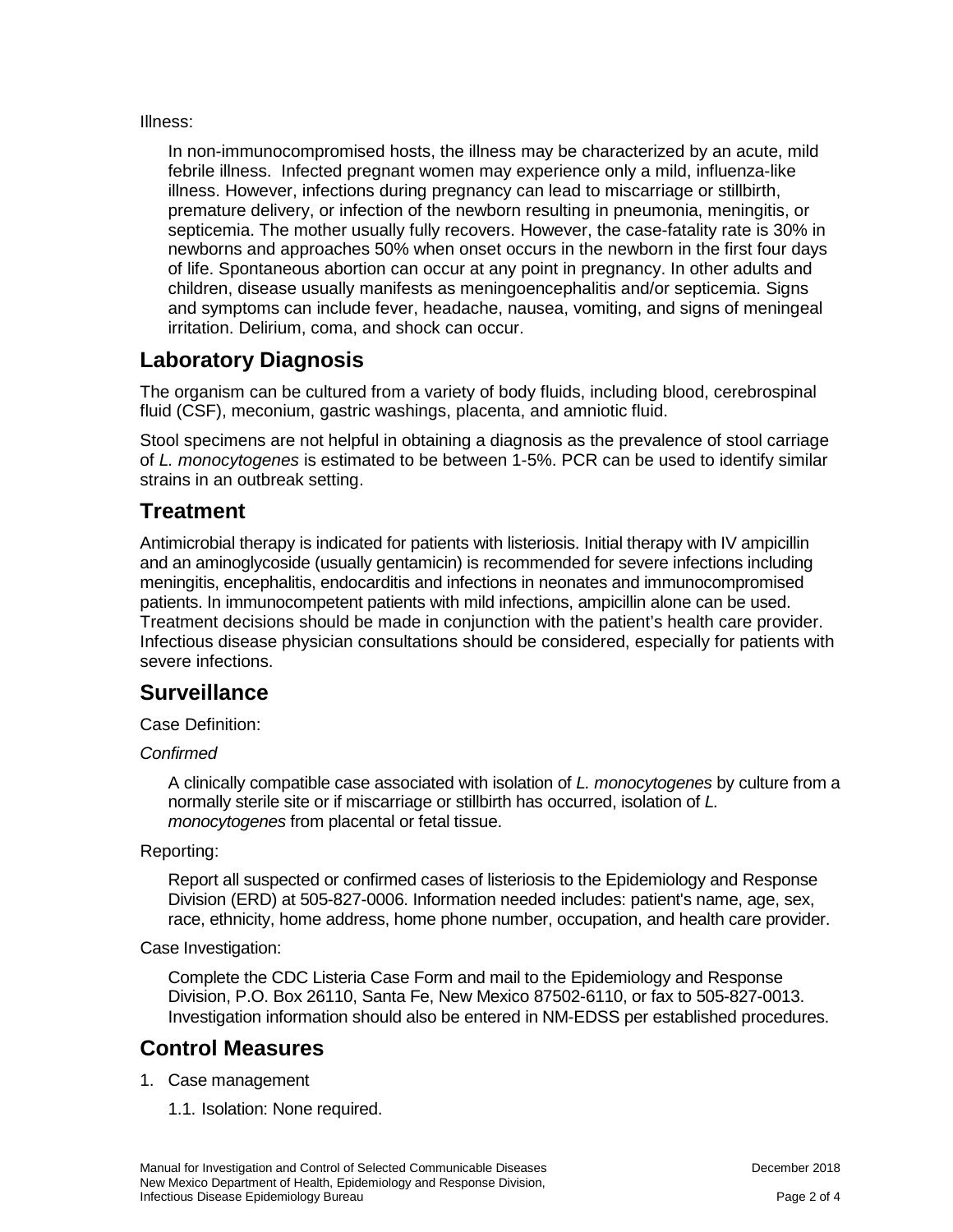Illness:

In non-immunocompromised hosts, the illness may be characterized by an acute, mild febrile illness. Infected pregnant women may experience only a mild, influenza-like illness. However, infections during pregnancy can lead to miscarriage or stillbirth, premature delivery, or infection of the newborn resulting in pneumonia, meningitis, or septicemia. The mother usually fully recovers. However, the case-fatality rate is 30% in newborns and approaches 50% when onset occurs in the newborn in the first four days of life. Spontaneous abortion can occur at any point in pregnancy. In other adults and children, disease usually manifests as meningoencephalitis and/or septicemia. Signs and symptoms can include fever, headache, nausea, vomiting, and signs of meningeal irritation. Delirium, coma, and shock can occur.

## Laboratory Diagnosis

The organism can be cultured from a variety of body fluids, including blood, cerebrospinal fluid (CSF), meconium, gastric washings, placenta, and amniotic fluid.

Stool specimens are not helpful in obtaining a diagnosis as the prevalence of stool carriage of *L. monocytogenes* is estimated to be between 1-5%. PCR can be used to identify similar strains in an outbreak setting.

## Treatment

Antimicrobial therapy is indicated for patients with listeriosis. Initial therapy with IV ampicillin and an aminoglycoside (usually gentamicin) is recommended for severe infections including meningitis, encephalitis, endocarditis and infections in neonates and immunocompromised patients. In immunocompetent patients with mild infections, ampicillin alone can be used. Treatment decisions should be made in conjunction with the patient's health care provider. Infectious disease physician consultations should be considered, especially for patients with severe infections.

## Surveillance

Case Definition:

*Confirmed*

A clinically compatible case associated with isolation of *L. monocytogenes* by culture from a normally sterile site or if miscarriage or stillbirth has occurred, isolation of *L. monocytogenes* from placental or fetal tissue.

Reporting:

Report all suspected or confirmed cases of listeriosis to the Epidemiology and Response Division (ERD) at 505-827-0006. Information needed includes: patient's name, age, sex, race, ethnicity, home address, home phone number, occupation, and health care provider.

Case Investigation:

Complete the CDC Listeria Case Form and mail to the Epidemiology and Response Division, P.O. Box 26110, Santa Fe, New Mexico 87502-6110, or fax to 505-827-0013. Investigation information should also be entered in NM-EDSS per established procedures.

## Control Measures

1. Case management
   
   1.1. Isolation: None required.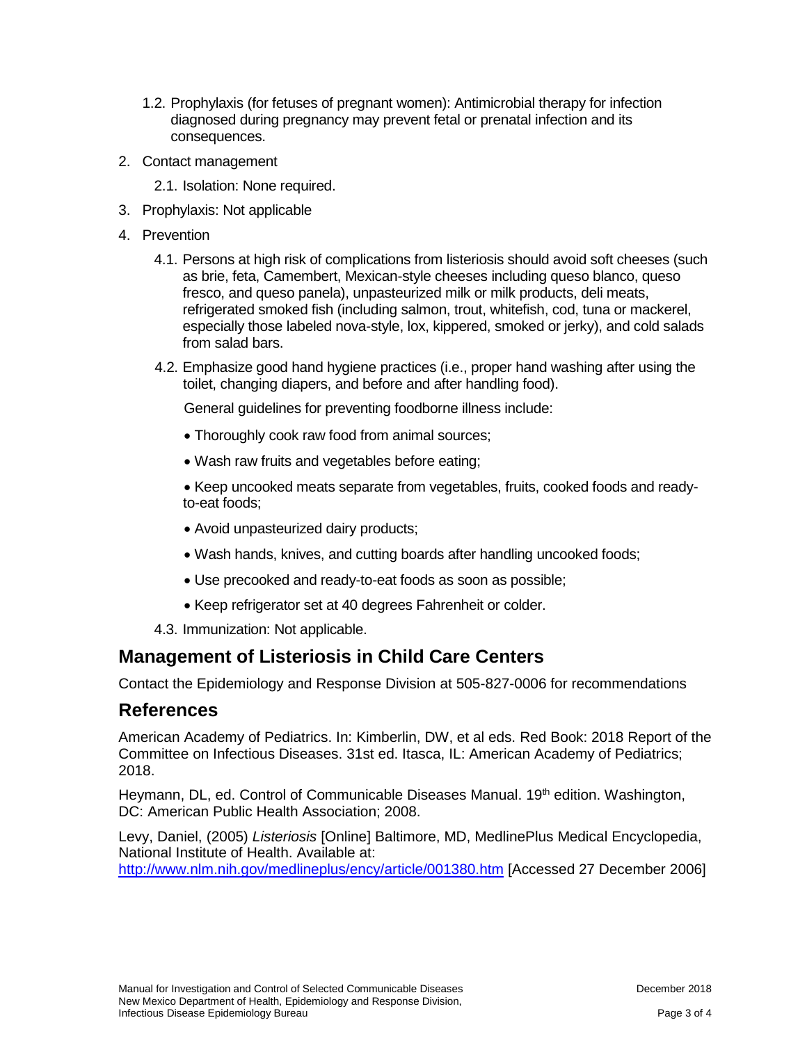1.2. Prophylaxis (for fetuses of pregnant women): Antimicrobial therapy for infection diagnosed during pregnancy may prevent fetal or prenatal infection and its consequences.

2. Contact management

   2.1. Isolation: None required.

3. Prophylaxis: Not applicable

4. Prevention

   4.1. Persons at high risk of complications from listeriosis should avoid soft cheeses (such as brie, feta, Camembert, Mexican-style cheeses including queso blanco, queso fresco, and queso panela), unpasteurized milk or milk products, deli meats, refrigerated smoked fish (including salmon, trout, whitefish, cod, tuna or mackerel, especially those labeled nova-style, lox, kippered, smoked or jerky), and cold salads from salad bars.

   4.2. Emphasize good hand hygiene practices (i.e., proper hand washing after using the toilet, changing diapers, and before and after handling food).

   General guidelines for preventing foodborne illness include:

   - Thoroughly cook raw food from animal sources;
   - Wash raw fruits and vegetables before eating;
   - Keep uncooked meats separate from vegetables, fruits, cooked foods and ready-to-eat foods;
   - Avoid unpasteurized dairy products;
   - Wash hands, knives, and cutting boards after handling uncooked foods;
   - Use precooked and ready-to-eat foods as soon as possible;
   - Keep refrigerator set at 40 degrees Fahrenheit or colder.

   4.3. Immunization: Not applicable.

## Management of Listeriosis in Child Care Centers

Contact the Epidemiology and Response Division at 505-827-0006 for recommendations

## References

American Academy of Pediatrics. In: Kimberlin, DW, et al eds. Red Book: 2018 Report of the Committee on Infectious Diseases. 31st ed. Itasca, IL: American Academy of Pediatrics; 2018.

Heymann, DL, ed. Control of Communicable Diseases Manual. 19th edition. Washington, DC: American Public Health Association; 2008.

Levy, Daniel, (2005) *Listeriosis* [Online] Baltimore, MD, MedlinePlus Medical Encyclopedia, National Institute of Health. Available at: http://www.nlm.nih.gov/medlineplus/ency/article/001380.htm [Accessed 27 December 2006]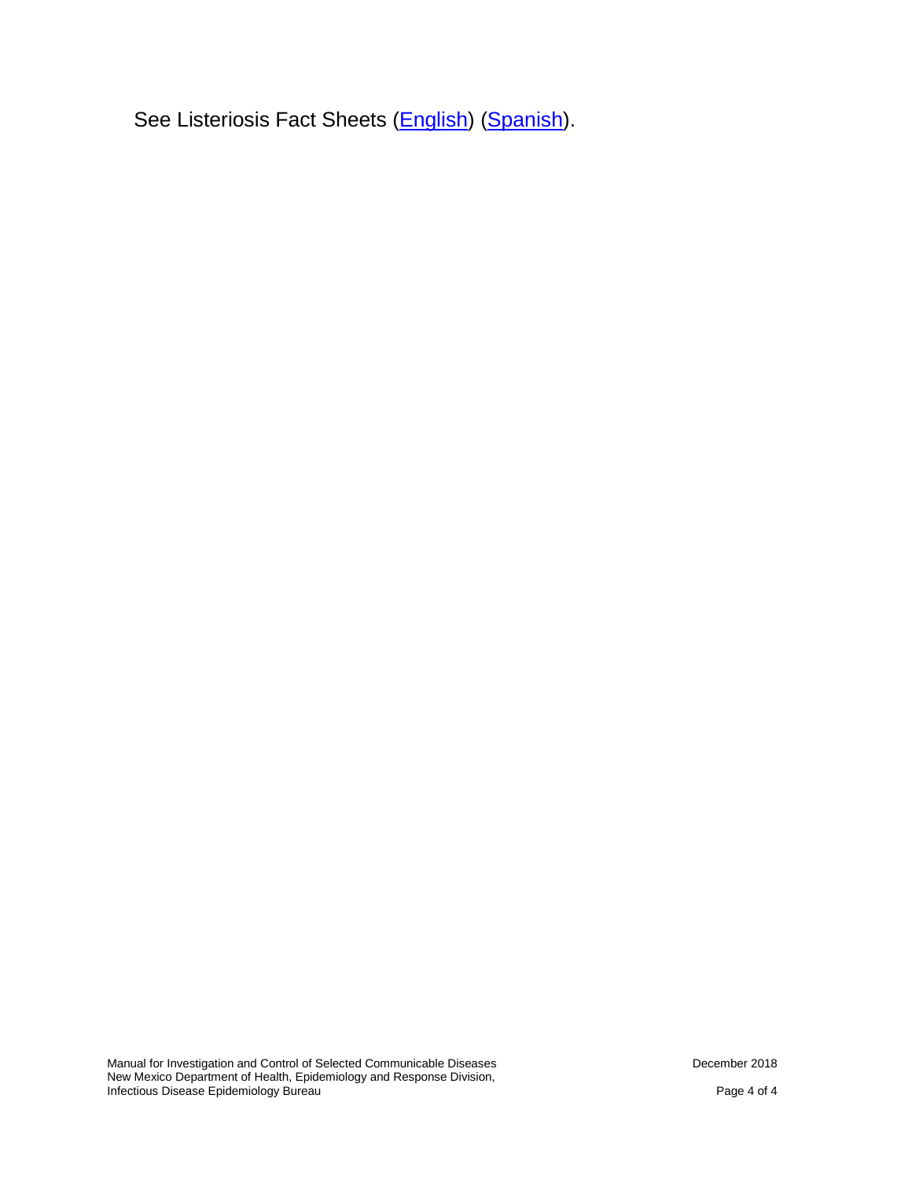See Listeriosis Fact Sheets (English) (Spanish).